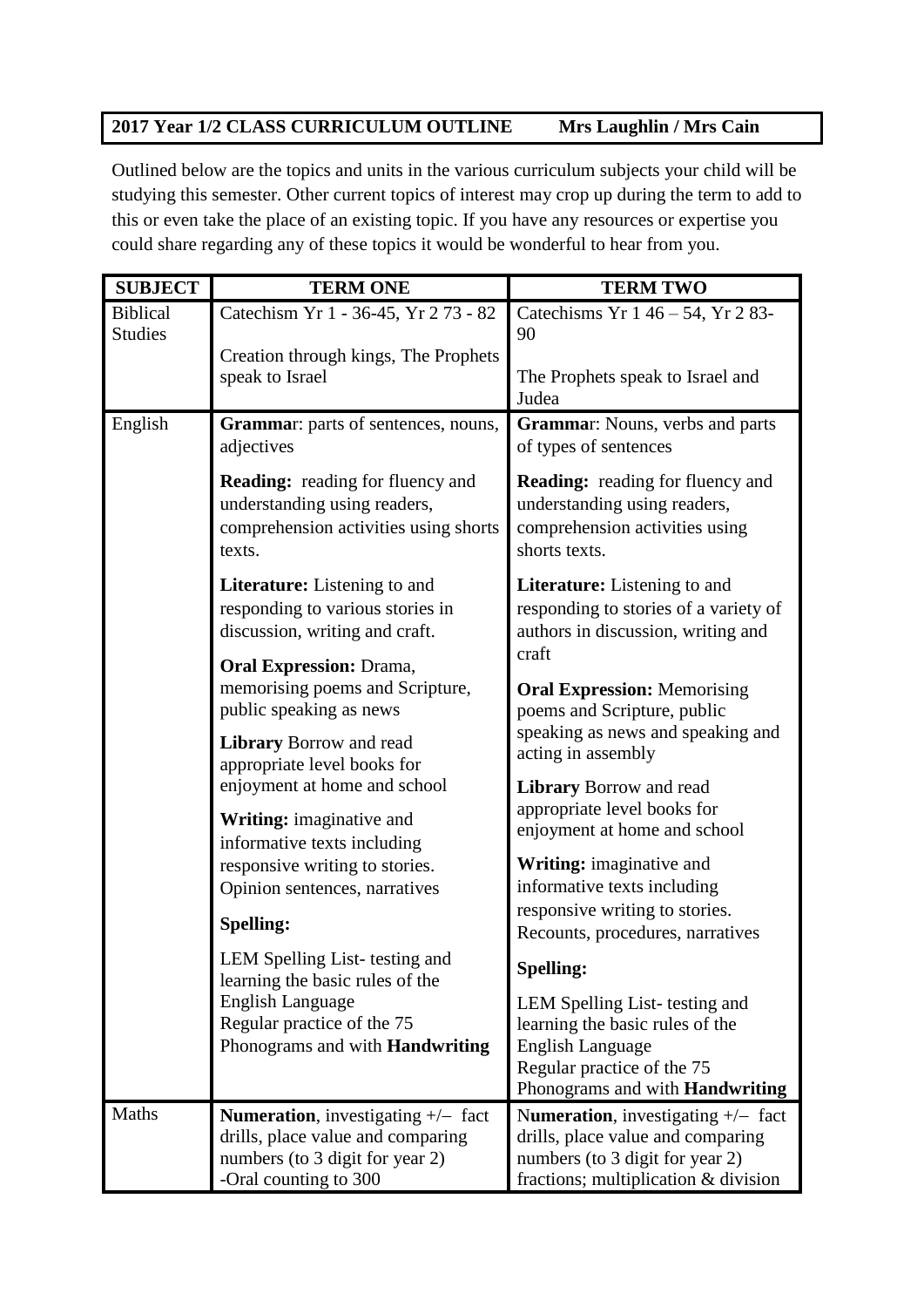**2017 Year 1/2 CLASS CURRICULUM OUTLINE Mrs Laughlin / Mrs Cain**

Outlined below are the topics and units in the various curriculum subjects your child will be studying this semester. Other current topics of interest may crop up during the term to add to this or even take the place of an existing topic. If you have any resources or expertise you could share regarding any of these topics it would be wonderful to hear from you.

| SUBJECT | TERM ONE | TERM TWO |
|---|---|---|
| Biblical Studies | Catechism Yr 1 - 36-45, Yr 2 73 - 82<br><br>Creation through kings, The Prophets speak to Israel | Catechisms Yr 1 46 – 54, Yr 2 83-90<br><br>The Prophets speak to Israel and Judea |
| English | **Grammar**: parts of sentences, nouns, adjectives<br><br>**Reading:** reading for fluency and understanding using readers, comprehension activities using shorts texts.<br><br>**Literature:** Listening to and responding to various stories in discussion, writing and craft.<br><br>**Oral Expression:** Drama, memorising poems and Scripture, public speaking as news<br><br>**Library** Borrow and read appropriate level books for enjoyment at home and school<br><br>**Writing:** imaginative and informative texts including responsive writing to stories. Opinion sentences, narratives<br><br>**Spelling:**<br><br>LEM Spelling List- testing and learning the basic rules of the English Language<br>Regular practice of the 75 Phonograms and with **Handwriting** | **Grammar**: Nouns, verbs and parts of types of sentences<br><br>**Reading:** reading for fluency and understanding using readers, comprehension activities using shorts texts.<br><br>**Literature:** Listening to and responding to stories of a variety of authors in discussion, writing and craft<br><br>**Oral Expression:** Memorising poems and Scripture, public speaking as news and speaking and acting in assembly<br><br>**Library** Borrow and read appropriate level books for enjoyment at home and school<br><br>**Writing:** imaginative and informative texts including responsive writing to stories. Recounts, procedures, narratives<br><br>**Spelling:**<br><br>LEM Spelling List- testing and learning the basic rules of the English Language<br>Regular practice of the 75 Phonograms and with **Handwriting** |
| Maths | **Numeration**, investigating +/– fact drills, place value and comparing numbers (to 3 digit for year 2)<br>-Oral counting to 300 | N**umeration**, investigating +/– fact drills, place value and comparing numbers (to 3 digit for year 2) fractions; multiplication & division |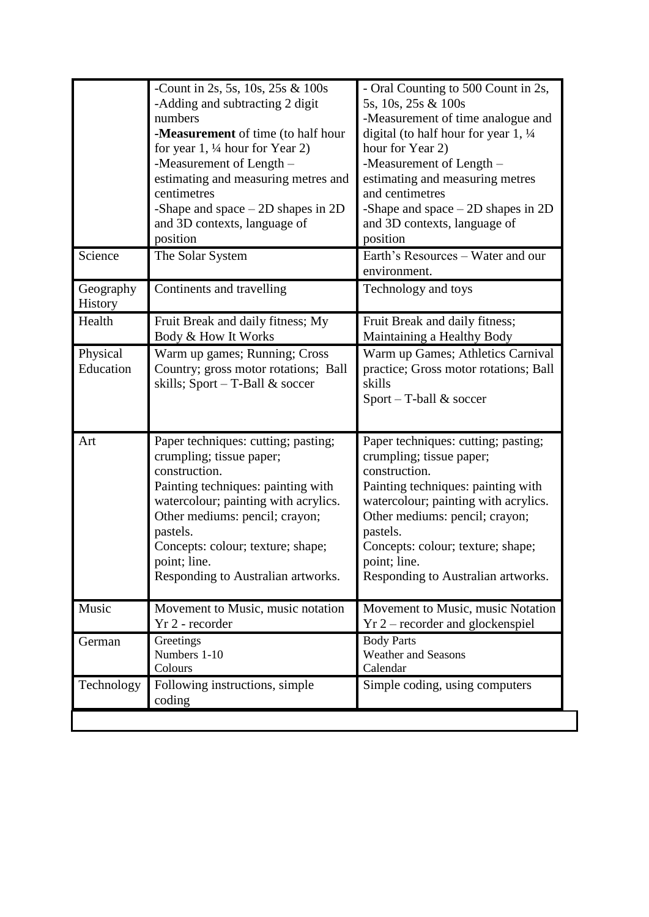| | | |
|---|---|---|
| | -Count in 2s, 5s, 10s, 25s & 100s<br>-Adding and subtracting 2 digit numbers<br>-**Measurement** of time (to half hour for year 1, ¼ hour for Year 2)<br>-Measurement of Length – estimating and measuring metres and centimetres<br>-Shape and space – 2D shapes in 2D and 3D contexts, language of position | - Oral Counting to 500 Count in 2s, 5s, 10s, 25s & 100s<br>-Measurement of time analogue and digital (to half hour for year 1, ¼ hour for Year 2)<br>-Measurement of Length – estimating and measuring metres and centimetres<br>-Shape and space – 2D shapes in 2D and 3D contexts, language of position |
| Science | The Solar System | Earth's Resources – Water and our environment. |
| Geography History | Continents and travelling | Technology and toys |
| Health | Fruit Break and daily fitness; My Body & How It Works | Fruit Break and daily fitness; Maintaining a Healthy Body |
| Physical Education | Warm up games; Running; Cross Country; gross motor rotations; Ball skills; Sport – T-Ball & soccer | Warm up Games; Athletics Carnival practice; Gross motor rotations; Ball skills<br>Sport – T-ball & soccer |
| Art | Paper techniques: cutting; pasting; crumpling; tissue paper; construction.<br>Painting techniques: painting with watercolour; painting with acrylics.<br>Other mediums: pencil; crayon; pastels.<br>Concepts: colour; texture; shape; point; line.<br>Responding to Australian artworks. | Paper techniques: cutting; pasting; crumpling; tissue paper; construction.<br>Painting techniques: painting with watercolour; painting with acrylics.<br>Other mediums: pencil; crayon; pastels.<br>Concepts: colour; texture; shape; point; line.<br>Responding to Australian artworks. |
| Music | Movement to Music, music notation<br>Yr 2 - recorder | Movement to Music, music Notation<br>Yr 2 – recorder and glockenspiel |
| German | Greetings<br>Numbers 1-10<br>Colours | Body Parts<br>Weather and Seasons<br>Calendar |
| Technology | Following instructions, simple coding | Simple coding, using computers |